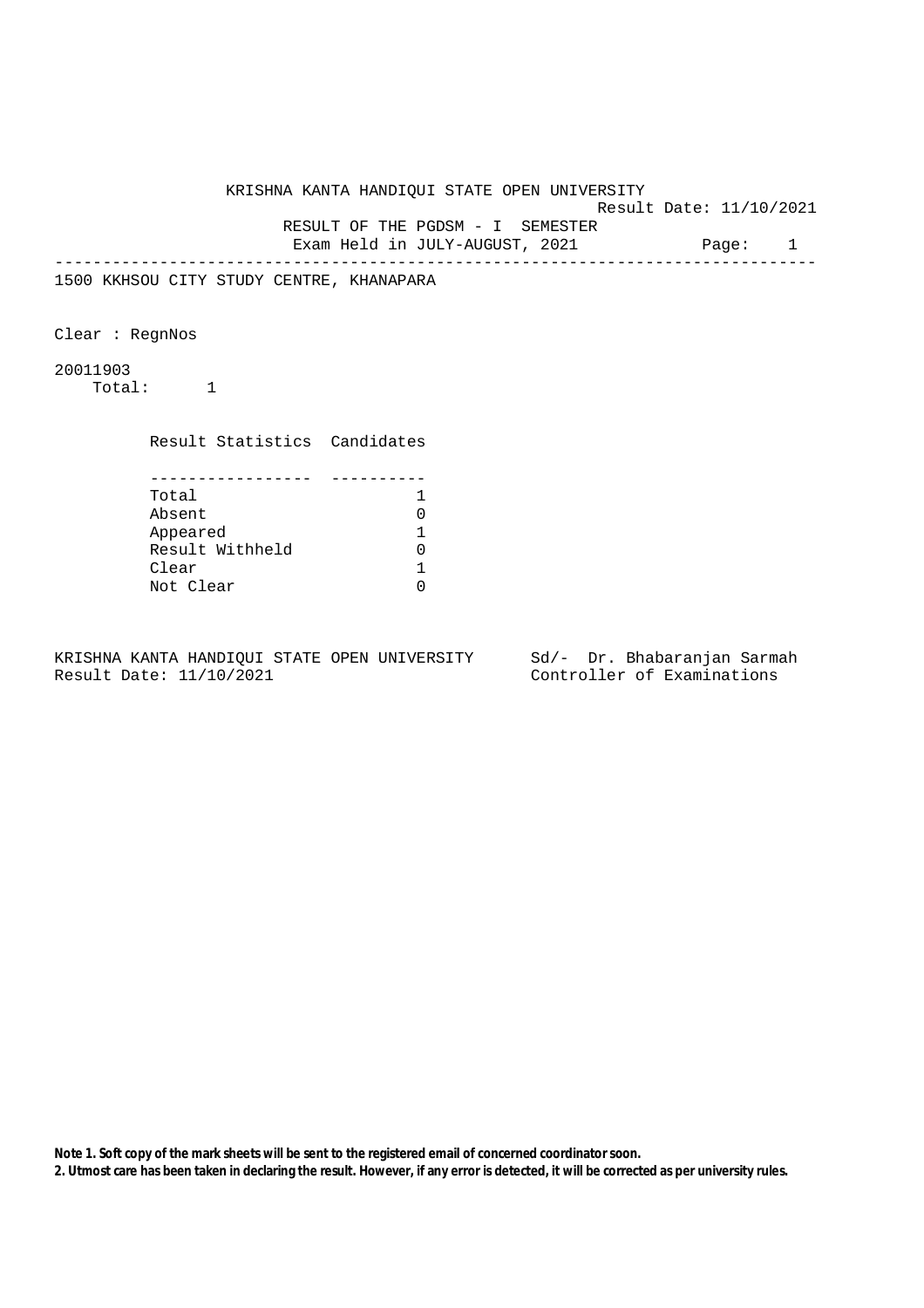# KRISHNA KANTA HANDIQUI STATE OPEN UNIVERSITY

Result Date: 11/10/2021

RESULT OF THE PGDSM - I SEMESTER

Exam Held in JULY-AUGUST, 2021

Page: 1

---

1500 KKHSOU CITY STUDY CENTRE, KHANAPARA

Clear : RegnNos

20011903

Total: 1

| Result Statistics | Candidates |
|---|---|
| Total | 1 |
| Absent | 0 |
| Appeared | 1 |
| Result Withheld | 0 |
| Clear | 1 |
| Not Clear | 0 |

KRISHNA KANTA HANDIQUI STATE OPEN UNIVERSITY
Result Date: 11/10/2021

Sd/- Dr. Bhabaranjan Sarmah
Controller of Examinations

**Note 1. Soft copy of the mark sheets will be sent to the registered email of concerned coordinator soon.**

**2. Utmost care has been taken in declaring the result. However, if any error is detected, it will be corrected as per university rules.**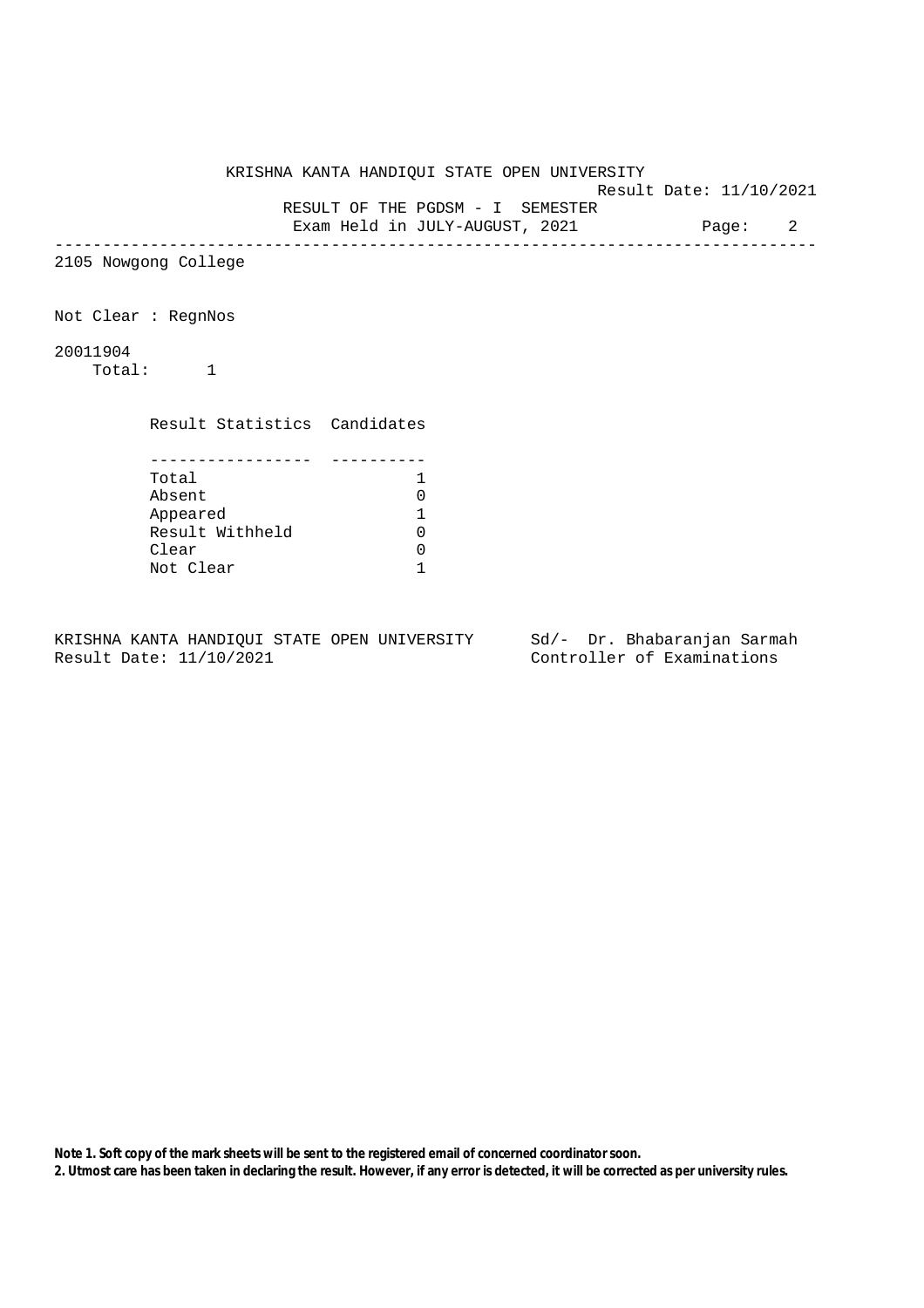KRISHNA KANTA HANDIQUI STATE OPEN UNIVERSITY

Result Date: 11/10/2021

RESULT OF THE PGDSM - I SEMESTER

Exam Held in JULY-AUGUST, 2021

---

2105 Nowgong College

Not Clear : RegnNos

20011904

Total: 1

| Result Statistics | Candidates |
|---|---|
| Total | 1 |
| Absent | 0 |
| Appeared | 1 |
| Result Withheld | 0 |
| Clear | 0 |
| Not Clear | 1 |

KRISHNA KANTA HANDIQUI STATE OPEN UNIVERSITY
Result Date: 11/10/2021

Sd/- Dr. Bhabaranjan Sarmah
Controller of Examinations

**Note 1. Soft copy of the mark sheets will be sent to the registered email of concerned coordinator soon.**
**2. Utmost care has been taken in declaring the result. However, if any error is detected, it will be corrected as per university rules.**